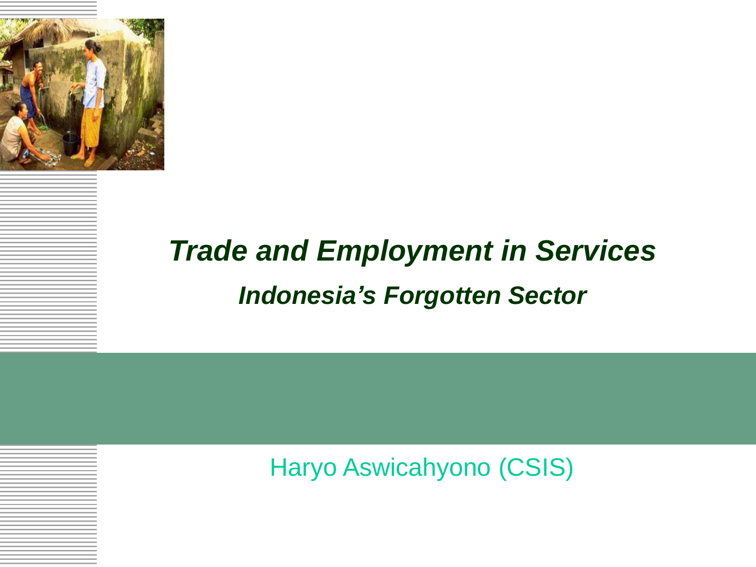# *Trade and Employment in Services*

## *Indonesia's Forgotten Sector*

Haryo Aswicahyono (CSIS)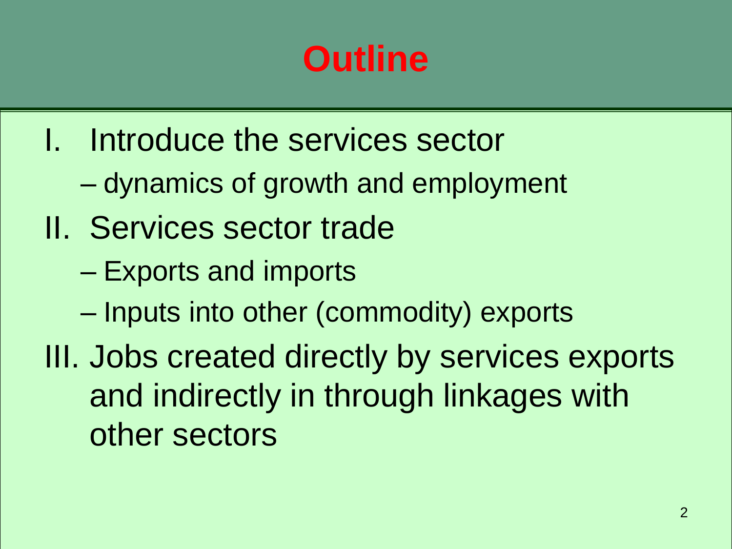# Outline

I. Introduce the services sector
   - dynamics of growth and employment

II. Services sector trade
   - Exports and imports
   - Inputs into other (commodity) exports

III. Jobs created directly by services exports and indirectly in through linkages with other sectors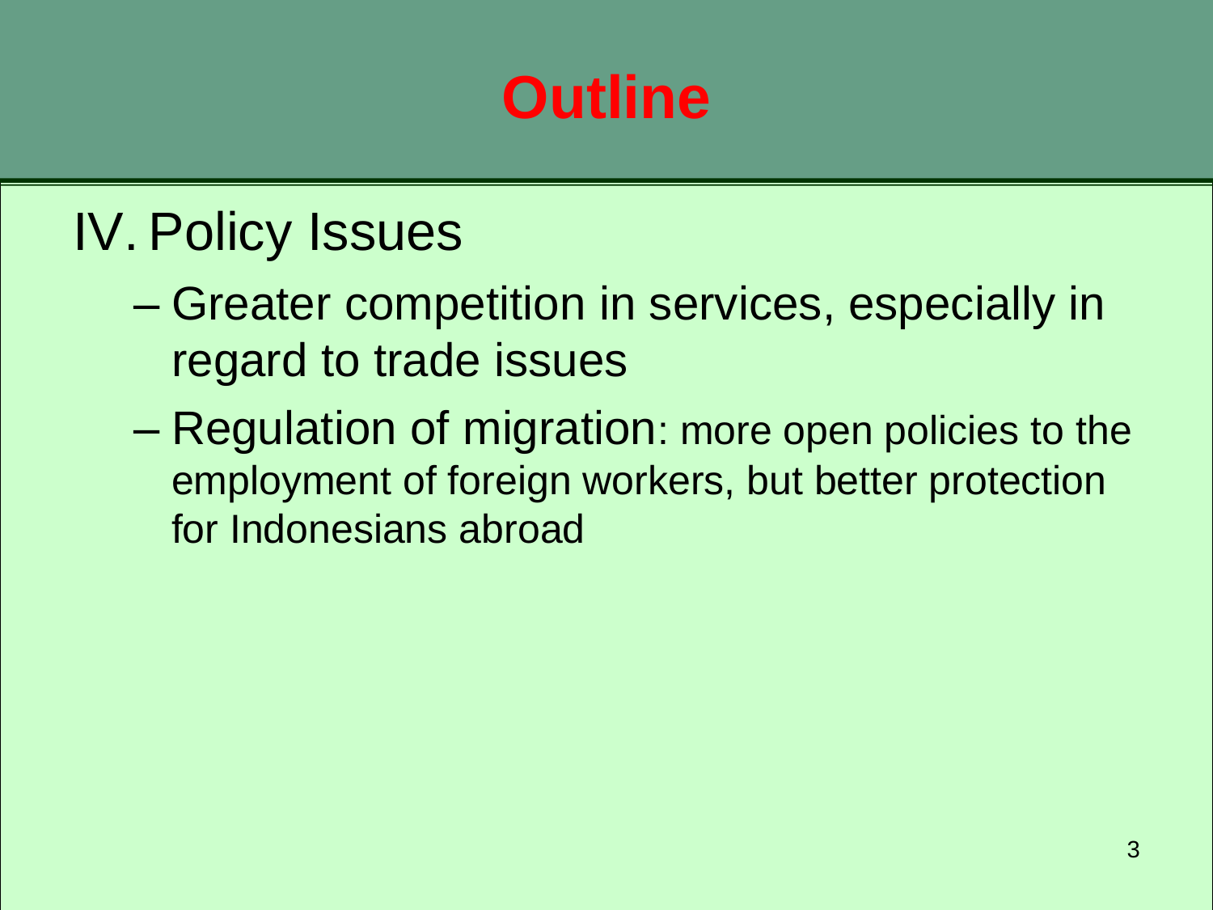# Outline

IV. Policy Issues

- Greater competition in services, especially in regard to trade issues
- Regulation of migration: more open policies to the employment of foreign workers, but better protection for Indonesians abroad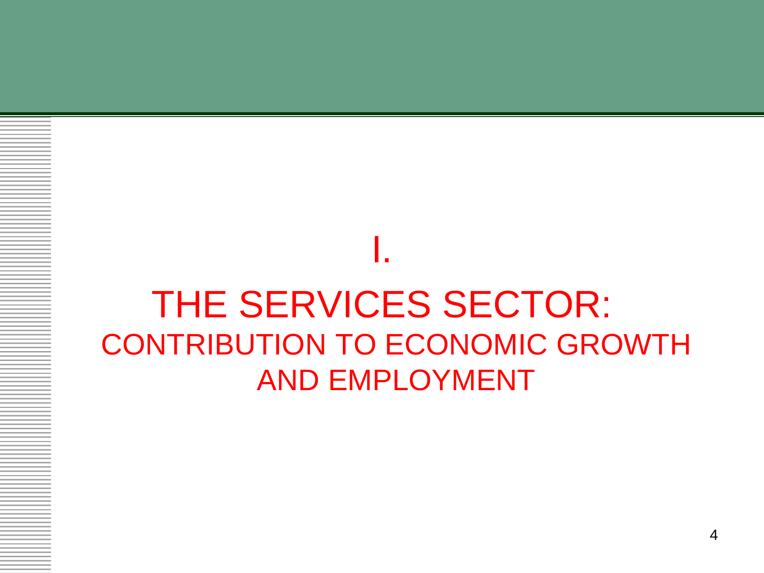# I.

# THE SERVICES SECTOR:

## CONTRIBUTION TO ECONOMIC GROWTH AND EMPLOYMENT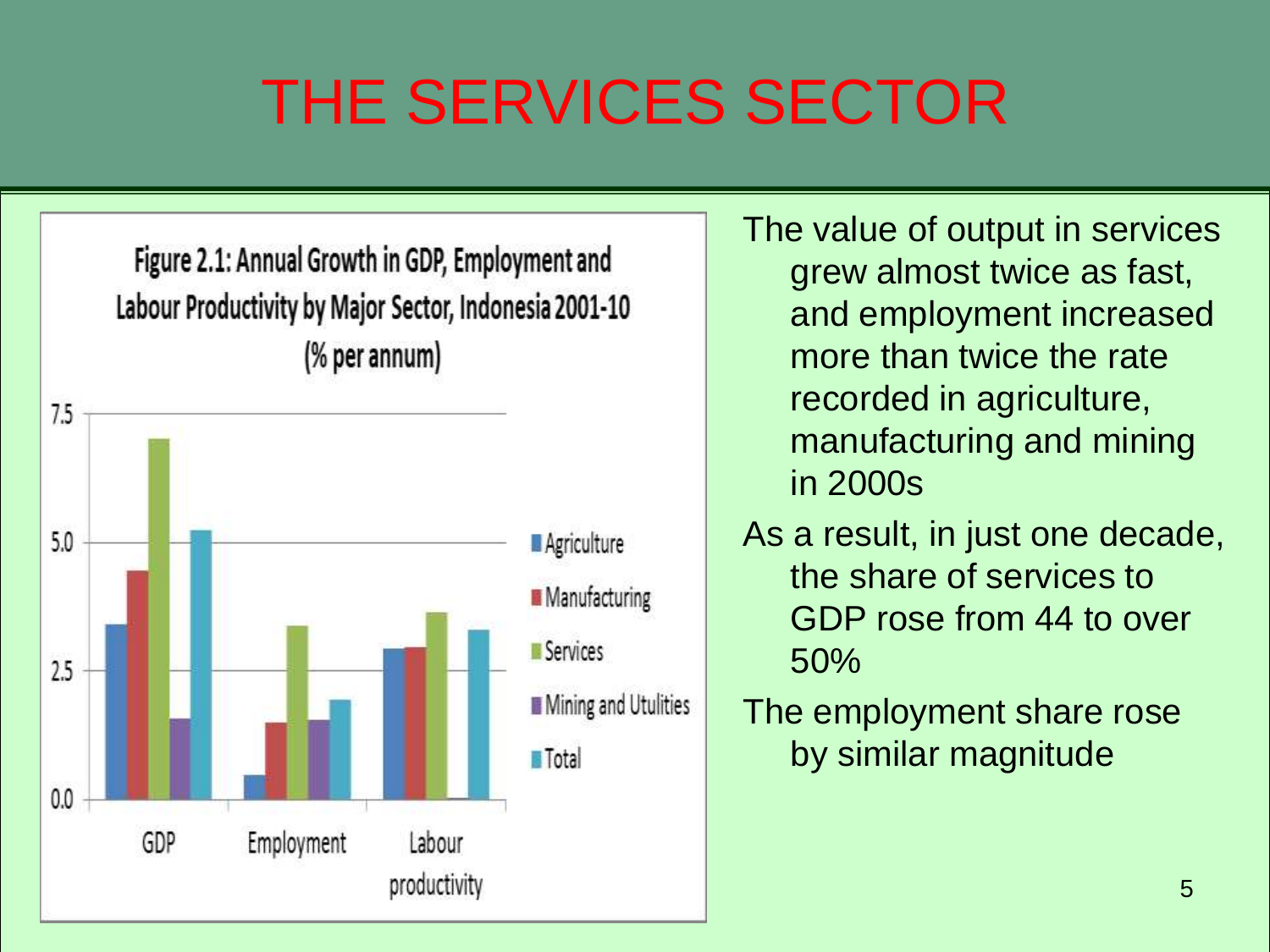# THE SERVICES SECTOR

Figure 2.1: Annual Growth in GDP, Employment and Labour Productivity by Major Sector, Indonesia 2001-10 (% per annum)

- The value of output in services grew almost twice as fast, and employment increased more than twice the rate recorded in agriculture, manufacturing and mining in 2000s
- As a result, in just one decade, the share of services to GDP rose from 44 to over 50%
- The employment share rose by similar magnitude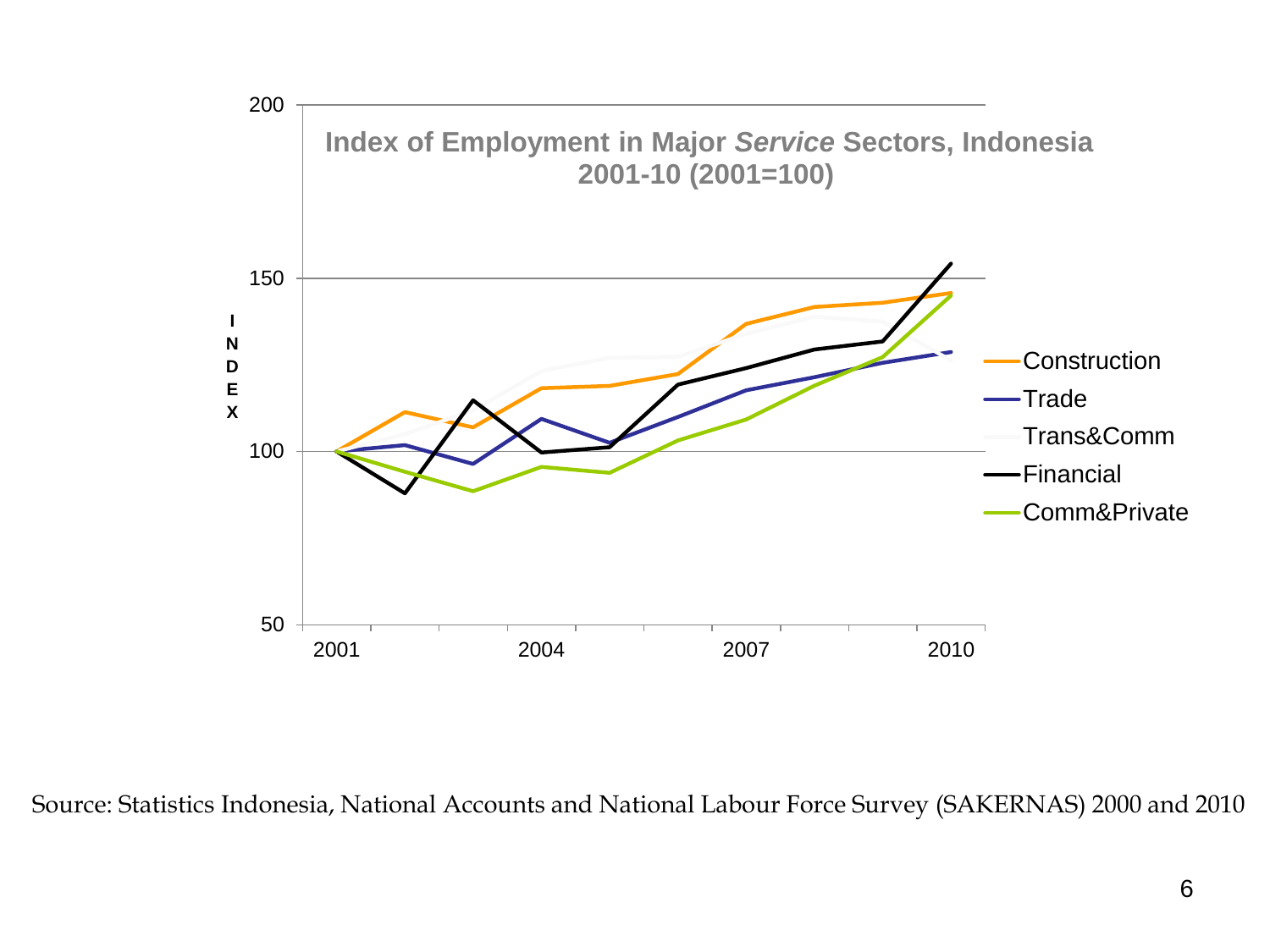**Index of Employment in Major *Service* Sectors, Indonesia 2001-10 (2001=100)**

INDEX

200

150

100

50

2001 2004 2007 2010

Construction
Trade
Trans&Comm
Financial
Comm&Private

Source: Statistics Indonesia, National Accounts and National Labour Force Survey (SAKERNAS) 2000 and 2010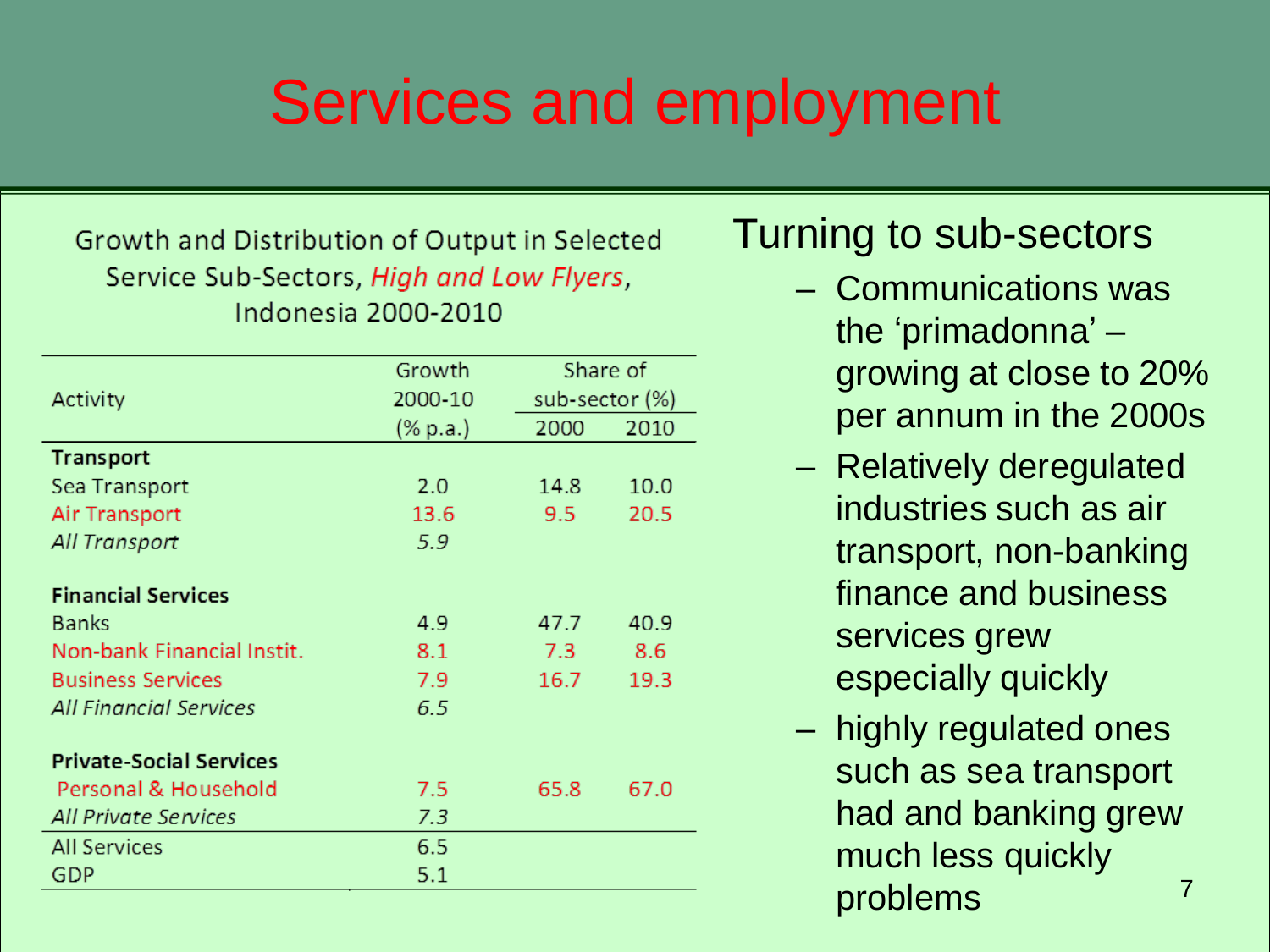# Services and employment

Growth and Distribution of Output in Selected Service Sub-Sectors, *High and Low Flyers*, Indonesia 2000-2010

| Activity | Growth 2000-10 (% p.a.) | Share of sub-sector (%) 2000 | Share of sub-sector (%) 2010 |
|---|---|---|---|
| **Transport** | | | |
| Sea Transport | 2.0 | 14.8 | 10.0 |
| Air Transport | 13.6 | 9.5 | 20.5 |
| *All Transport* | *5.9* | | |
| **Financial Services** | | | |
| Banks | 4.9 | 47.7 | 40.9 |
| Non-bank Financial Instit. | 8.1 | 7.3 | 8.6 |
| Business Services | 7.9 | 16.7 | 19.3 |
| *All Financial Services* | *6.5* | | |
| **Private-Social Services** | | | |
| Personal & Household | 7.5 | 65.8 | 67.0 |
| *All Private Services* | *7.3* | | |
| All Services | 6.5 | | |
| GDP | 5.1 | | |

Turning to sub-sectors

- Communications was the 'primadonna' – growing at close to 20% per annum in the 2000s
- Relatively deregulated industries such as air transport, non-banking finance and business services grew especially quickly
- highly regulated ones such as sea transport had and banking grew much less quickly problems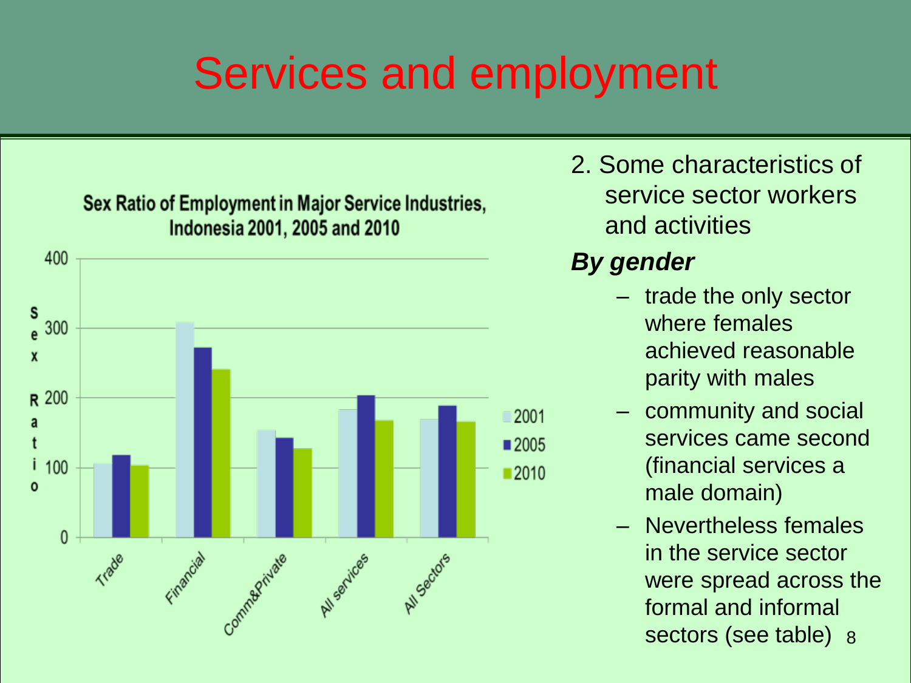# Services and employment

**Sex Ratio of Employment in Major Service Industries, Indonesia 2001, 2005 and 2010**

2. Some characteristics of service sector workers and activities

***By gender***

- trade the only sector where females achieved reasonable parity with males
- community and social services came second (financial services a male domain)
- Nevertheless females in the service sector were spread across the formal and informal sectors (see table)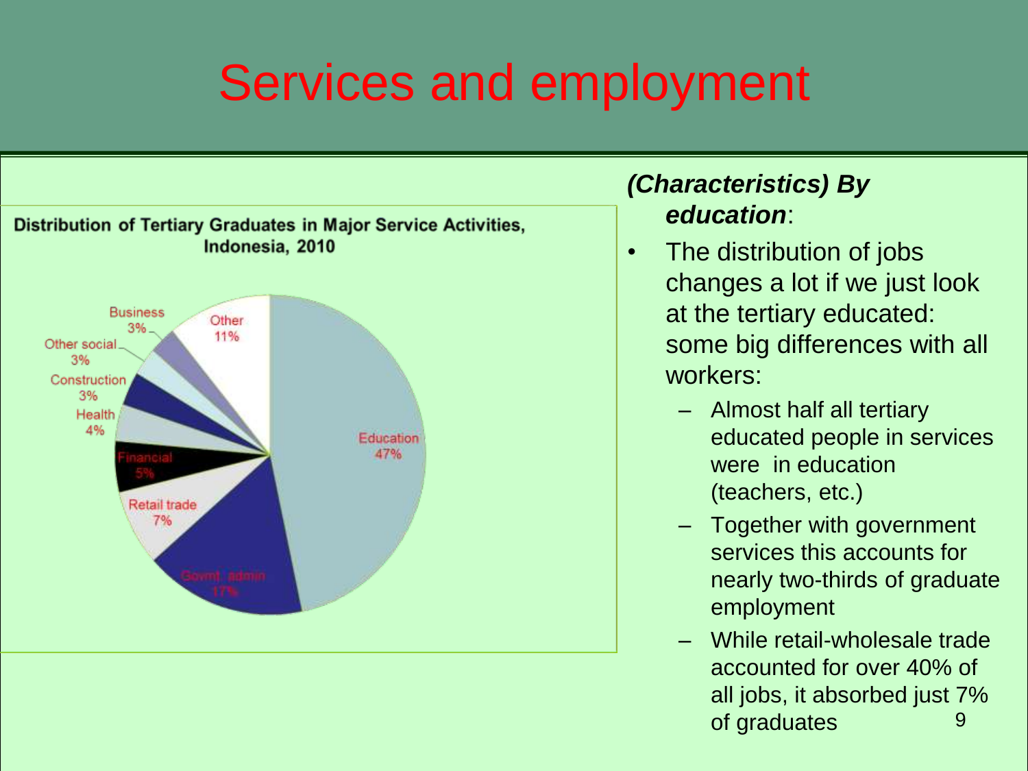# Services and employment

**Distribution of Tertiary Graduates in Major Service Activities, Indonesia, 2010**

| Sector | Share |
|---|---|
| Education | 47% |
| Govmt. admin | 17% |
| Retail trade | 7% |
| Financial | 5% |
| Health | 4% |
| Construction | 3% |
| Other social | 3% |
| Business | 3% |
| Other | 11% |

***(Characteristics) By education***:

- The distribution of jobs changes a lot if we just look at the tertiary educated: some big differences with all workers:
  - Almost half all tertiary educated people in services were in education (teachers, etc.)
  - Together with government services this accounts for nearly two-thirds of graduate employment
  - While retail-wholesale trade accounted for over 40% of all jobs, it absorbed just 7% of graduates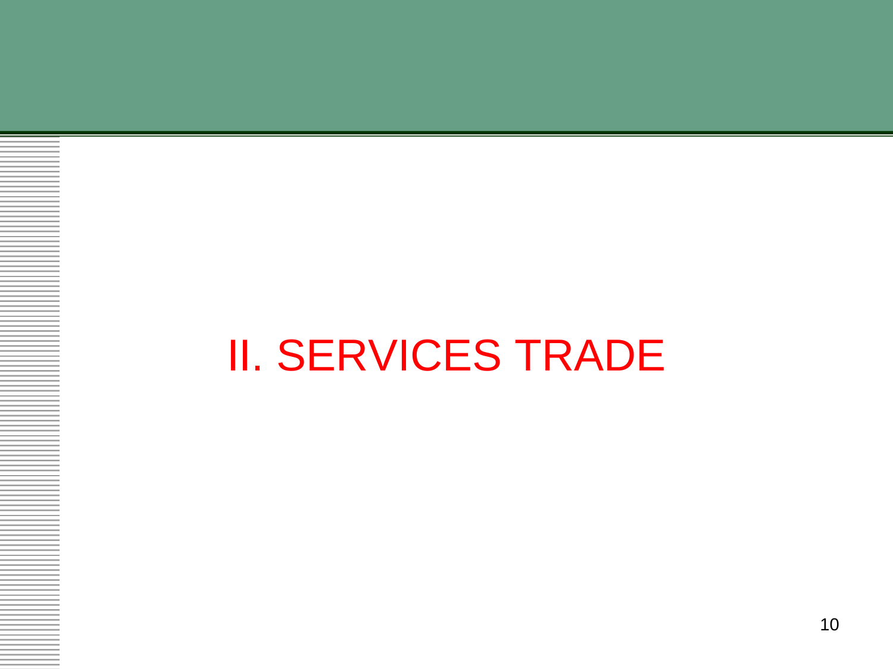# II. SERVICES TRADE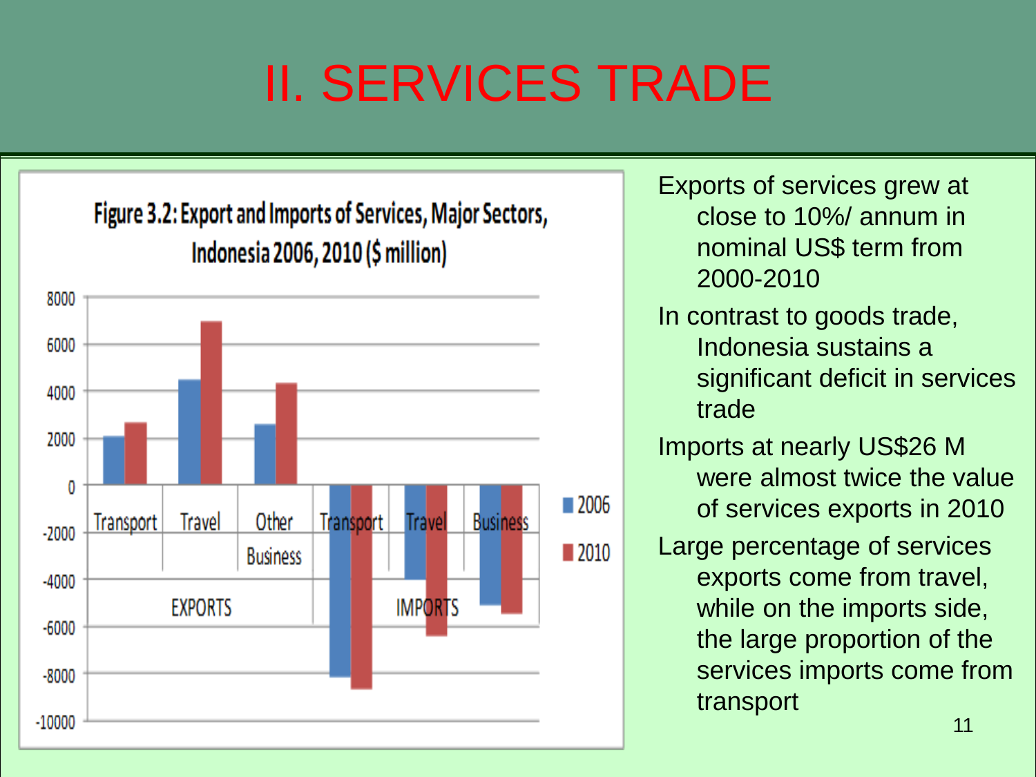# II. SERVICES TRADE

Figure 3.2: Export and Imports of Services, Major Sectors, Indonesia 2006, 2010 ($ million)

- Exports of services grew at close to 10%/ annum in nominal US$ term from 2000-2010
- In contrast to goods trade, Indonesia sustains a significant deficit in services trade
- Imports at nearly US$26 M were almost twice the value of services exports in 2010
- Large percentage of services exports come from travel, while on the imports side, the large proportion of the services imports come from transport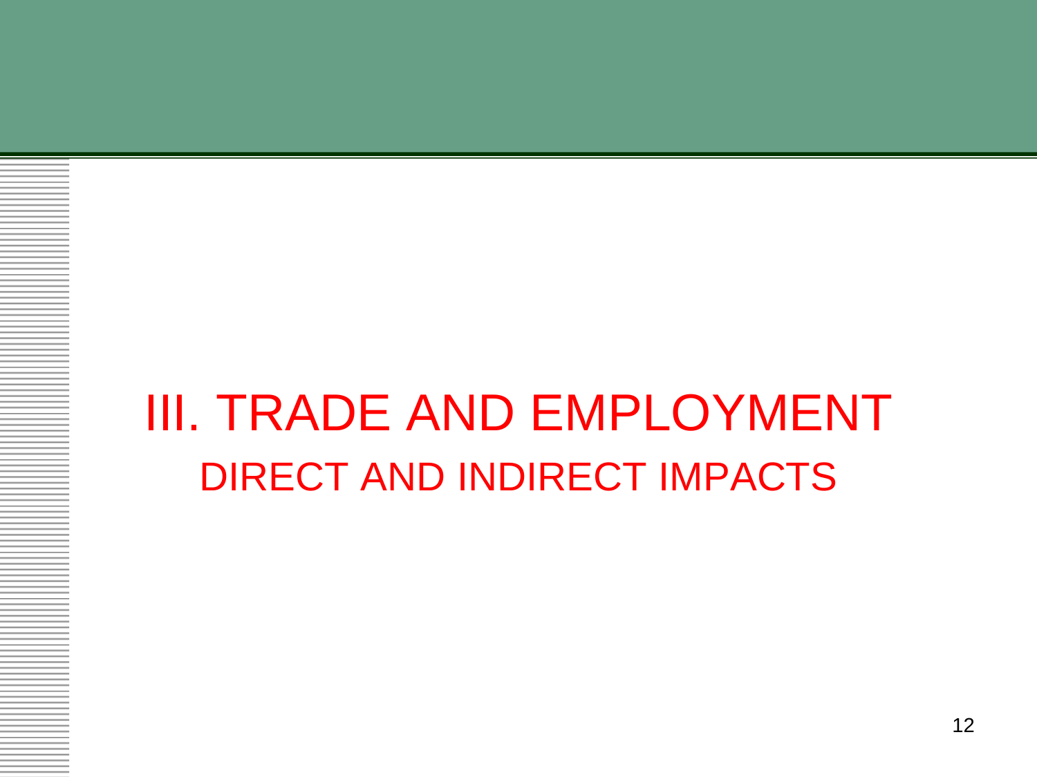# III. TRADE AND EMPLOYMENT

## DIRECT AND INDIRECT IMPACTS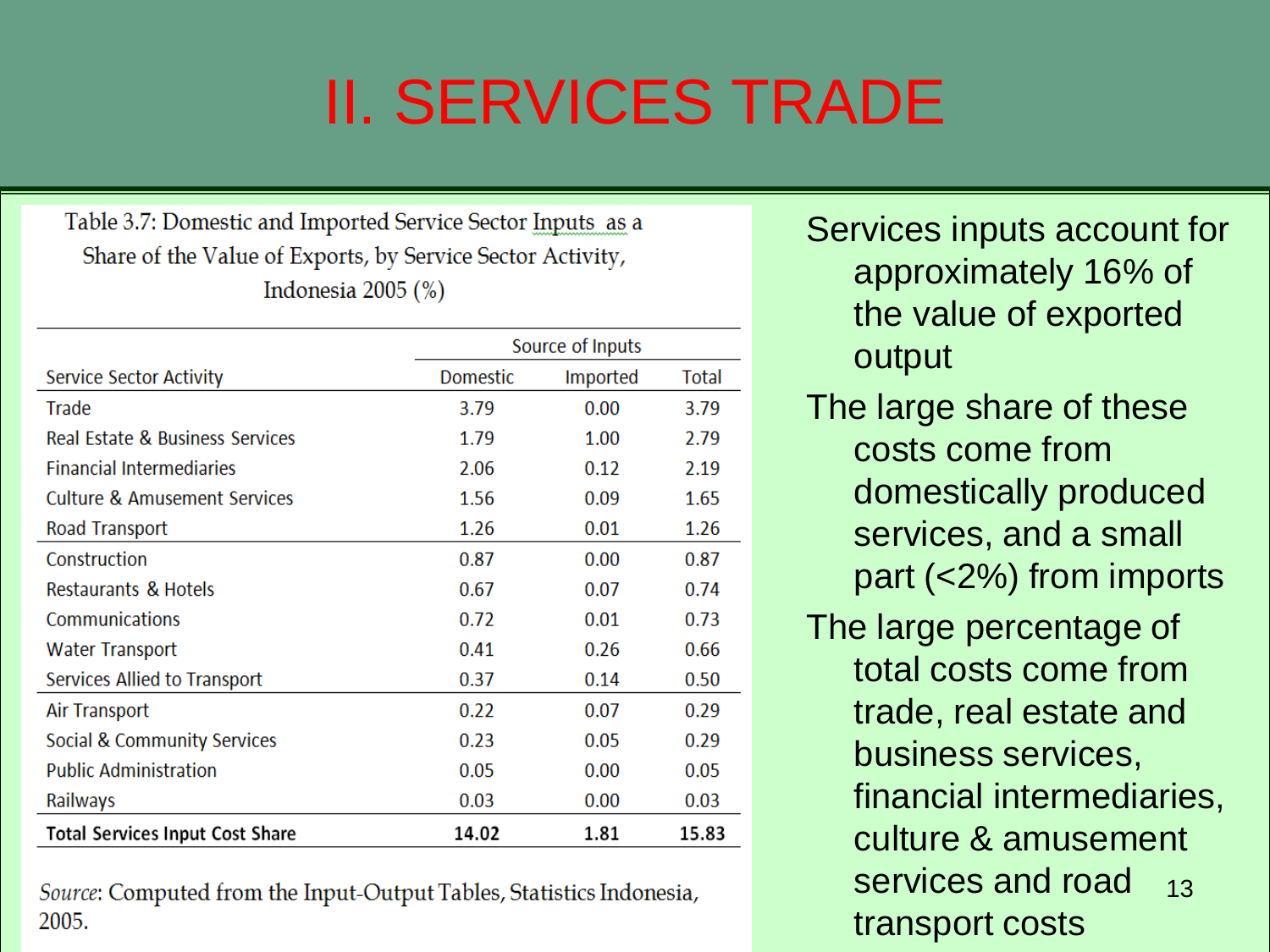# II. SERVICES TRADE

Table 3.7: Domestic and Imported Service Sector Inputs as a Share of the Value of Exports, by Service Sector Activity, Indonesia 2005 (%)

| Service Sector Activity | Source of Inputs | | |
|---|---|---|---|
| | Domestic | Imported | Total |
| Trade | 3.79 | 0.00 | 3.79 |
| Real Estate & Business Services | 1.79 | 1.00 | 2.79 |
| Financial Intermediaries | 2.06 | 0.12 | 2.19 |
| Culture & Amusement Services | 1.56 | 0.09 | 1.65 |
| Road Transport | 1.26 | 0.01 | 1.26 |
| Construction | 0.87 | 0.00 | 0.87 |
| Restaurants & Hotels | 0.67 | 0.07 | 0.74 |
| Communications | 0.72 | 0.01 | 0.73 |
| Water Transport | 0.41 | 0.26 | 0.66 |
| Services Allied to Transport | 0.37 | 0.14 | 0.50 |
| Air Transport | 0.22 | 0.07 | 0.29 |
| Social & Community Services | 0.23 | 0.05 | 0.29 |
| Public Administration | 0.05 | 0.00 | 0.05 |
| Railways | 0.03 | 0.00 | 0.03 |
| **Total Services Input Cost Share** | **14.02** | **1.81** | **15.83** |

*Source*: Computed from the Input-Output Tables, Statistics Indonesia, 2005.

- Services inputs account for approximately 16% of the value of exported output
- The large share of these costs come from domestically produced services, and a small part (<2%) from imports
- The large percentage of total costs come from trade, real estate and business services, financial intermediaries, culture & amusement services and road transport costs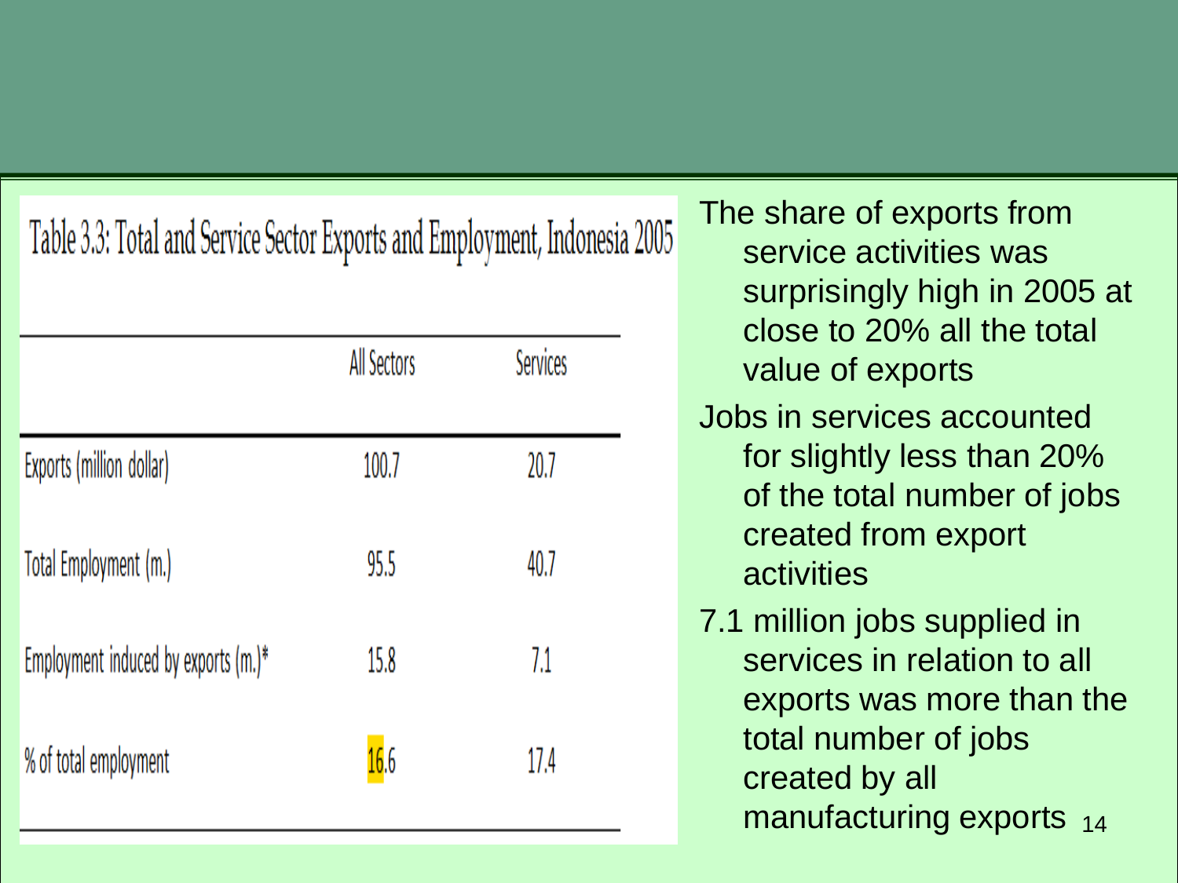Table 3.3: Total and Service Sector Exports and Employment, Indonesia 2005

| | All Sectors | Services |
|---|---|---|
| Exports (million dollar) | 100.7 | 20.7 |
| Total Employment (m.) | 95.5 | 40.7 |
| Employment induced by exports (m.)* | 15.8 | 7.1 |
| % of total employment | 16.6 | 17.4 |

- The share of exports from service activities was surprisingly high in 2005 at close to 20% all the total value of exports
- Jobs in services accounted for slightly less than 20% of the total number of jobs created from export activities
- 7.1 million jobs supplied in services in relation to all exports was more than the total number of jobs created by all manufacturing exports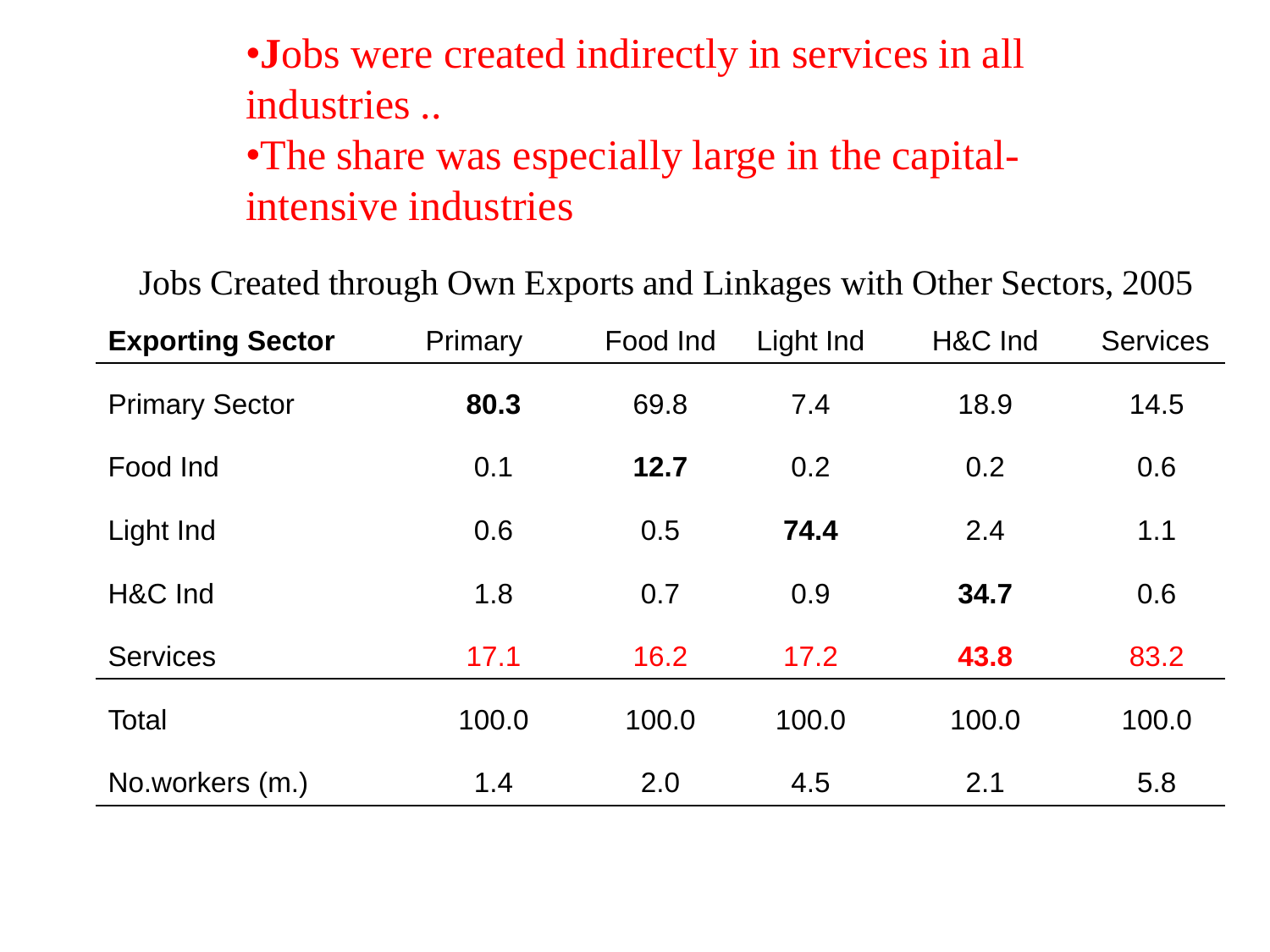- Jobs were created indirectly in services in all industries ..
- The share was especially large in the capital-intensive industries

Jobs Created through Own Exports and Linkages with Other Sectors, 2005

| **Exporting Sector** | Primary | Food Ind | Light Ind | H&C Ind | Services |
|---|---|---|---|---|---|
| Primary Sector | **80.3** | 69.8 | 7.4 | 18.9 | 14.5 |
| Food Ind | 0.1 | **12.7** | 0.2 | 0.2 | 0.6 |
| Light Ind | 0.6 | 0.5 | **74.4** | 2.4 | 1.1 |
| H&C Ind | 1.8 | 0.7 | 0.9 | **34.7** | 0.6 |
| Services | 17.1 | 16.2 | 17.2 | **43.8** | 83.2 |
| Total | 100.0 | 100.0 | 100.0 | 100.0 | 100.0 |
| No.workers (m.) | 1.4 | 2.0 | 4.5 | 2.1 | 5.8 |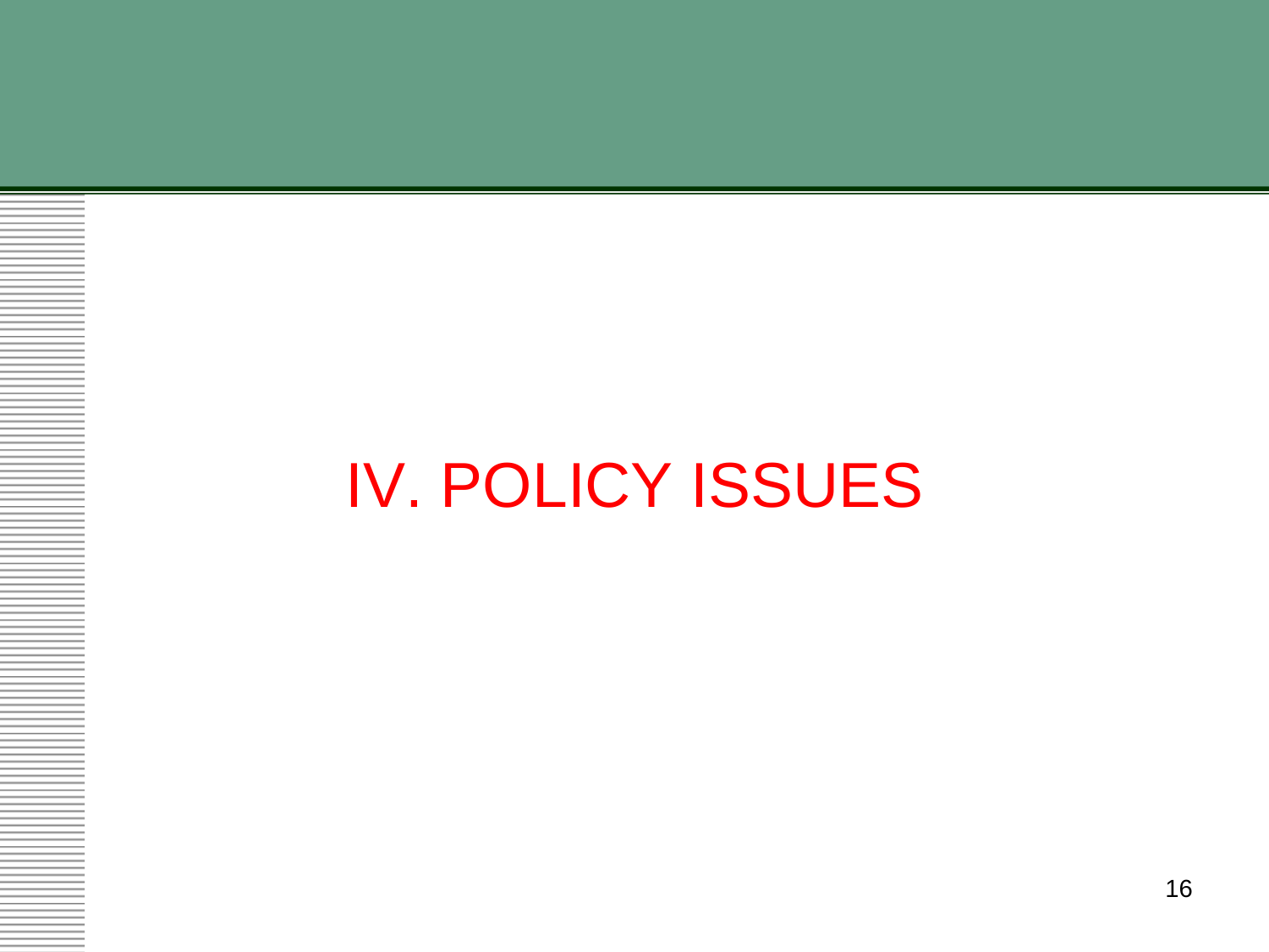# IV. POLICY ISSUES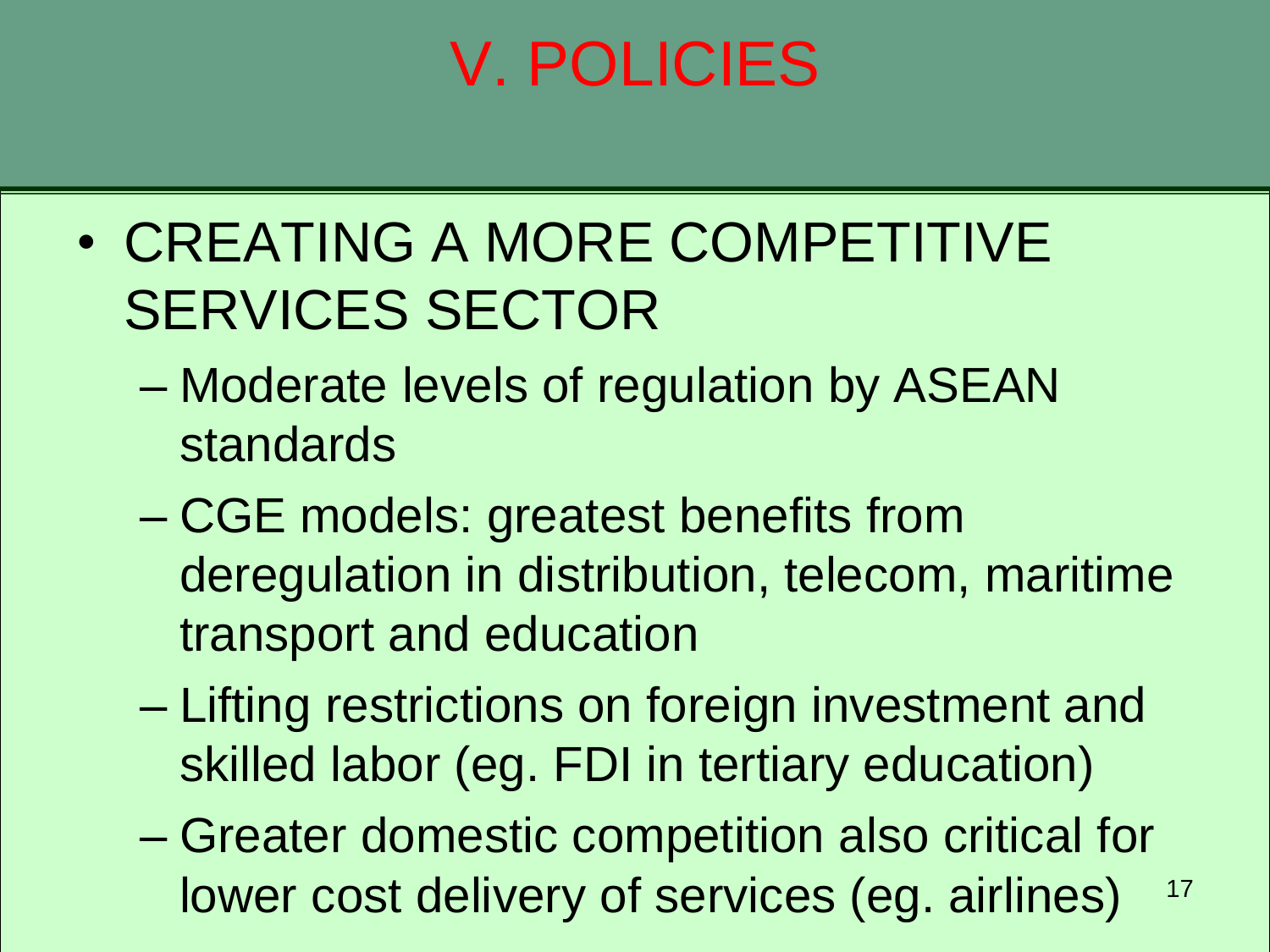# V. POLICIES

- CREATING A MORE COMPETITIVE SERVICES SECTOR
  - Moderate levels of regulation by ASEAN standards
  - CGE models: greatest benefits from deregulation in distribution, telecom, maritime transport and education
  - Lifting restrictions on foreign investment and skilled labor (eg. FDI in tertiary education)
  - Greater domestic competition also critical for lower cost delivery of services (eg. airlines)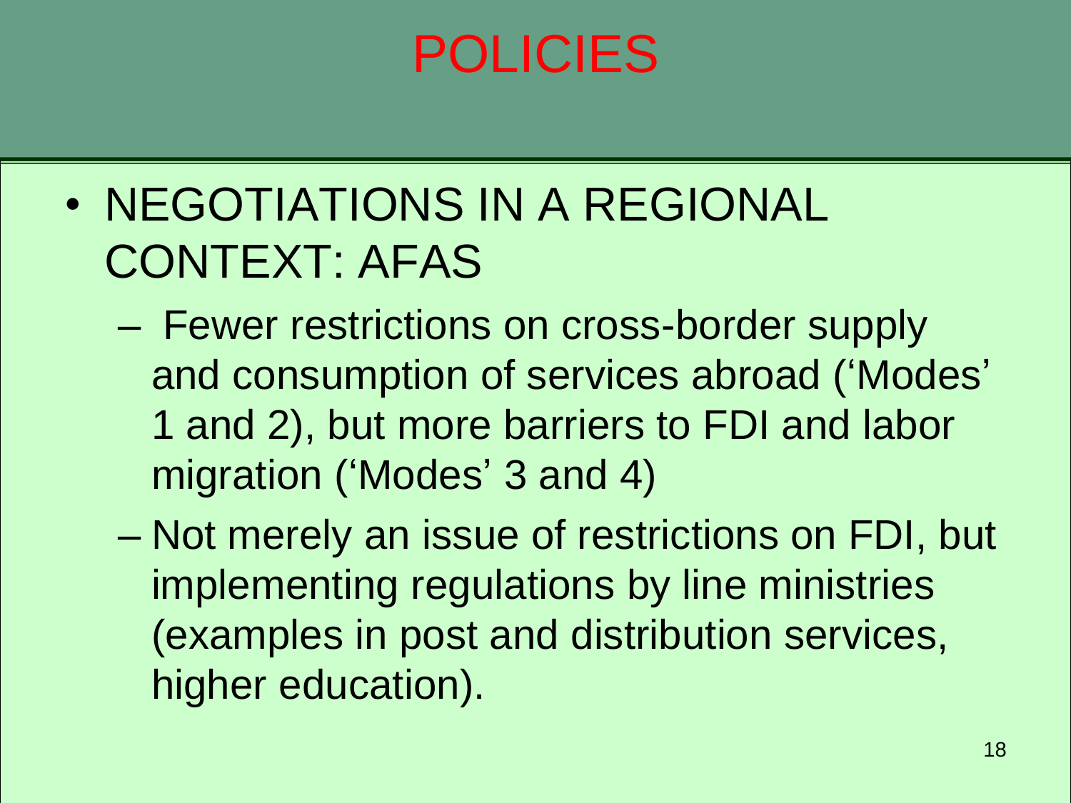# POLICIES

- NEGOTIATIONS IN A REGIONAL CONTEXT: AFAS
  - Fewer restrictions on cross-border supply and consumption of services abroad ('Modes' 1 and 2), but more barriers to FDI and labor migration ('Modes' 3 and 4)
  - Not merely an issue of restrictions on FDI, but implementing regulations by line ministries (examples in post and distribution services, higher education).